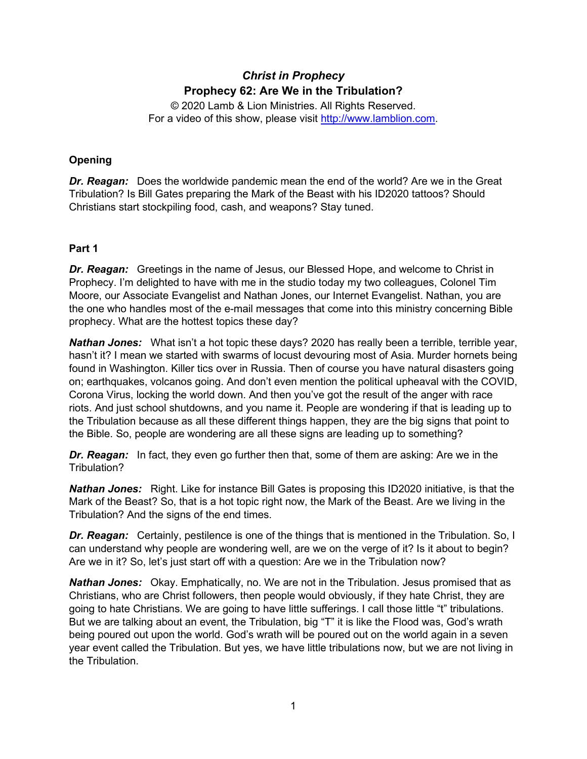# *Christ in Prophecy*

## Prophecy 62: Are We in the Tribulation?

© 2020 Lamb & Lion Ministries. All Rights Reserved.
For a video of this show, please visit http://www.lamblion.com.

### Opening

***Dr. Reagan:*** Does the worldwide pandemic mean the end of the world? Are we in the Great Tribulation? Is Bill Gates preparing the Mark of the Beast with his ID2020 tattoos? Should Christians start stockpiling food, cash, and weapons? Stay tuned.

### Part 1

***Dr. Reagan:*** Greetings in the name of Jesus, our Blessed Hope, and welcome to Christ in Prophecy. I'm delighted to have with me in the studio today my two colleagues, Colonel Tim Moore, our Associate Evangelist and Nathan Jones, our Internet Evangelist. Nathan, you are the one who handles most of the e-mail messages that come into this ministry concerning Bible prophecy. What are the hottest topics these day?

***Nathan Jones:*** What isn't a hot topic these days? 2020 has really been a terrible, terrible year, hasn't it? I mean we started with swarms of locust devouring most of Asia. Murder hornets being found in Washington. Killer tics over in Russia. Then of course you have natural disasters going on; earthquakes, volcanos going. And don't even mention the political upheaval with the COVID, Corona Virus, locking the world down. And then you've got the result of the anger with race riots. And just school shutdowns, and you name it. People are wondering if that is leading up to the Tribulation because as all these different things happen, they are the big signs that point to the Bible. So, people are wondering are all these signs are leading up to something?

***Dr. Reagan:*** In fact, they even go further then that, some of them are asking: Are we in the Tribulation?

***Nathan Jones:*** Right. Like for instance Bill Gates is proposing this ID2020 initiative, is that the Mark of the Beast? So, that is a hot topic right now, the Mark of the Beast. Are we living in the Tribulation? And the signs of the end times.

***Dr. Reagan:*** Certainly, pestilence is one of the things that is mentioned in the Tribulation. So, I can understand why people are wondering well, are we on the verge of it? Is it about to begin? Are we in it? So, let's just start off with a question: Are we in the Tribulation now?

***Nathan Jones:*** Okay. Emphatically, no. We are not in the Tribulation. Jesus promised that as Christians, who are Christ followers, then people would obviously, if they hate Christ, they are going to hate Christians. We are going to have little sufferings. I call those little "t" tribulations. But we are talking about an event, the Tribulation, big "T" it is like the Flood was, God's wrath being poured out upon the world. God's wrath will be poured out on the world again in a seven year event called the Tribulation. But yes, we have little tribulations now, but we are not living in the Tribulation.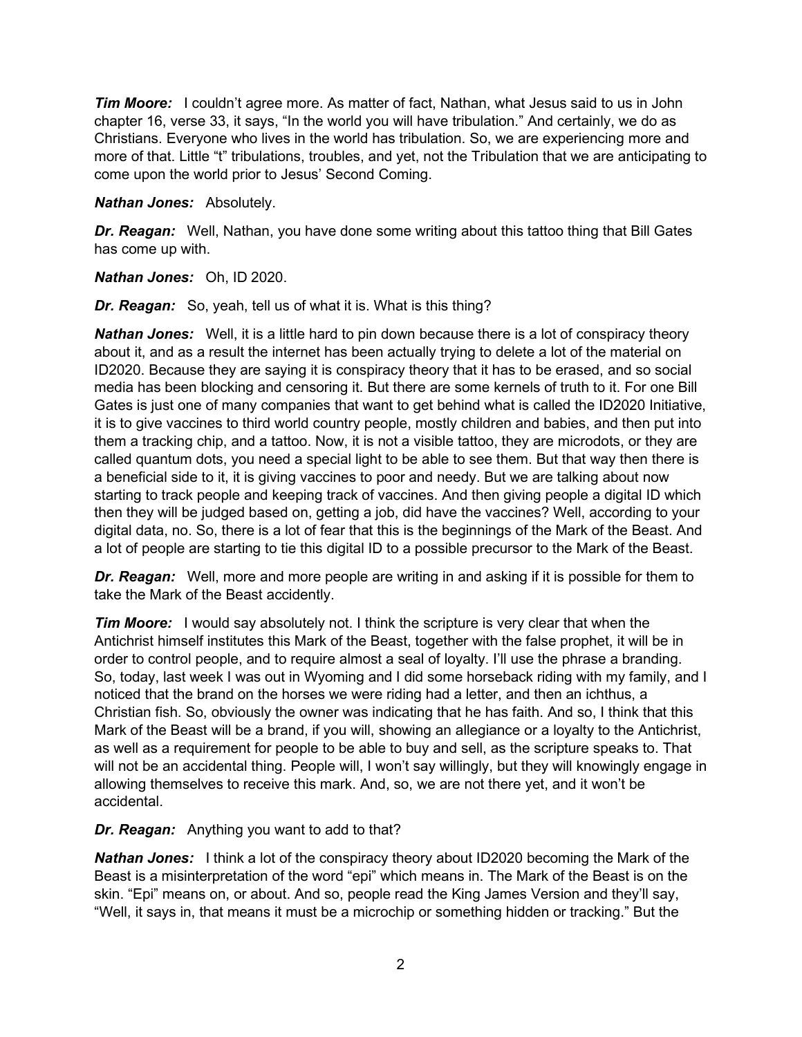***Tim Moore:*** I couldn't agree more. As matter of fact, Nathan, what Jesus said to us in John chapter 16, verse 33, it says, "In the world you will have tribulation." And certainly, we do as Christians. Everyone who lives in the world has tribulation. So, we are experiencing more and more of that. Little "t" tribulations, troubles, and yet, not the Tribulation that we are anticipating to come upon the world prior to Jesus' Second Coming.

***Nathan Jones:*** Absolutely.

***Dr. Reagan:*** Well, Nathan, you have done some writing about this tattoo thing that Bill Gates has come up with.

***Nathan Jones:*** Oh, ID 2020.

***Dr. Reagan:*** So, yeah, tell us of what it is. What is this thing?

***Nathan Jones:*** Well, it is a little hard to pin down because there is a lot of conspiracy theory about it, and as a result the internet has been actually trying to delete a lot of the material on ID2020. Because they are saying it is conspiracy theory that it has to be erased, and so social media has been blocking and censoring it. But there are some kernels of truth to it. For one Bill Gates is just one of many companies that want to get behind what is called the ID2020 Initiative, it is to give vaccines to third world country people, mostly children and babies, and then put into them a tracking chip, and a tattoo. Now, it is not a visible tattoo, they are microdots, or they are called quantum dots, you need a special light to be able to see them. But that way then there is a beneficial side to it, it is giving vaccines to poor and needy. But we are talking about now starting to track people and keeping track of vaccines. And then giving people a digital ID which then they will be judged based on, getting a job, did have the vaccines? Well, according to your digital data, no. So, there is a lot of fear that this is the beginnings of the Mark of the Beast. And a lot of people are starting to tie this digital ID to a possible precursor to the Mark of the Beast.

***Dr. Reagan:*** Well, more and more people are writing in and asking if it is possible for them to take the Mark of the Beast accidently.

***Tim Moore:*** I would say absolutely not. I think the scripture is very clear that when the Antichrist himself institutes this Mark of the Beast, together with the false prophet, it will be in order to control people, and to require almost a seal of loyalty. I'll use the phrase a branding. So, today, last week I was out in Wyoming and I did some horseback riding with my family, and I noticed that the brand on the horses we were riding had a letter, and then an ichthus, a Christian fish. So, obviously the owner was indicating that he has faith. And so, I think that this Mark of the Beast will be a brand, if you will, showing an allegiance or a loyalty to the Antichrist, as well as a requirement for people to be able to buy and sell, as the scripture speaks to. That will not be an accidental thing. People will, I won't say willingly, but they will knowingly engage in allowing themselves to receive this mark. And, so, we are not there yet, and it won't be accidental.

***Dr. Reagan:*** Anything you want to add to that?

***Nathan Jones:*** I think a lot of the conspiracy theory about ID2020 becoming the Mark of the Beast is a misinterpretation of the word "epi" which means in. The Mark of the Beast is on the skin. "Epi" means on, or about. And so, people read the King James Version and they'll say, "Well, it says in, that means it must be a microchip or something hidden or tracking." But the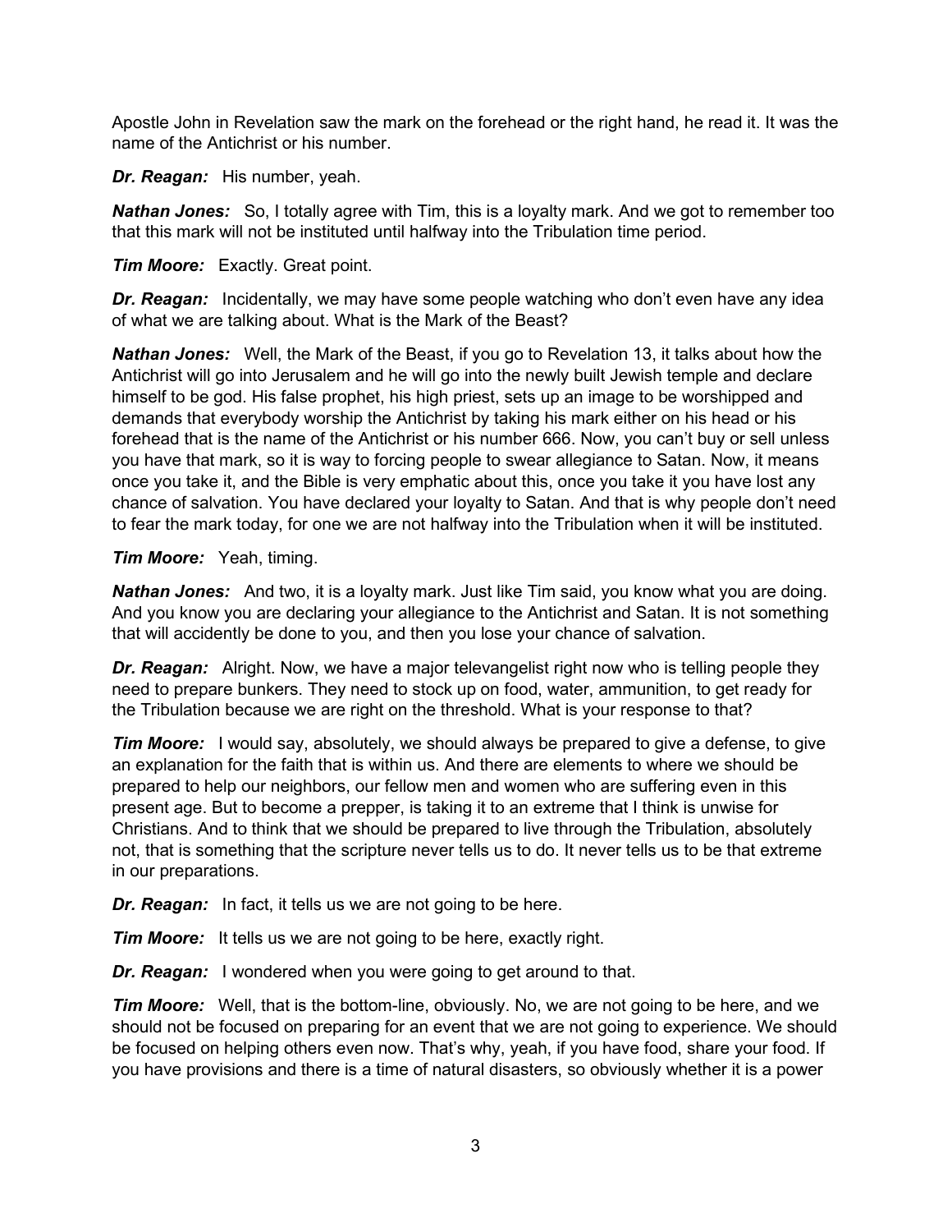Apostle John in Revelation saw the mark on the forehead or the right hand, he read it. It was the name of the Antichrist or his number.

***Dr. Reagan:*** His number, yeah.

***Nathan Jones:*** So, I totally agree with Tim, this is a loyalty mark. And we got to remember too that this mark will not be instituted until halfway into the Tribulation time period.

***Tim Moore:*** Exactly. Great point.

***Dr. Reagan:*** Incidentally, we may have some people watching who don't even have any idea of what we are talking about. What is the Mark of the Beast?

***Nathan Jones:*** Well, the Mark of the Beast, if you go to Revelation 13, it talks about how the Antichrist will go into Jerusalem and he will go into the newly built Jewish temple and declare himself to be god. His false prophet, his high priest, sets up an image to be worshipped and demands that everybody worship the Antichrist by taking his mark either on his head or his forehead that is the name of the Antichrist or his number 666. Now, you can't buy or sell unless you have that mark, so it is way to forcing people to swear allegiance to Satan. Now, it means once you take it, and the Bible is very emphatic about this, once you take it you have lost any chance of salvation. You have declared your loyalty to Satan. And that is why people don't need to fear the mark today, for one we are not halfway into the Tribulation when it will be instituted.

***Tim Moore:*** Yeah, timing.

***Nathan Jones:*** And two, it is a loyalty mark. Just like Tim said, you know what you are doing. And you know you are declaring your allegiance to the Antichrist and Satan. It is not something that will accidently be done to you, and then you lose your chance of salvation.

***Dr. Reagan:*** Alright. Now, we have a major televangelist right now who is telling people they need to prepare bunkers. They need to stock up on food, water, ammunition, to get ready for the Tribulation because we are right on the threshold. What is your response to that?

***Tim Moore:*** I would say, absolutely, we should always be prepared to give a defense, to give an explanation for the faith that is within us. And there are elements to where we should be prepared to help our neighbors, our fellow men and women who are suffering even in this present age. But to become a prepper, is taking it to an extreme that I think is unwise for Christians. And to think that we should be prepared to live through the Tribulation, absolutely not, that is something that the scripture never tells us to do. It never tells us to be that extreme in our preparations.

***Dr. Reagan:*** In fact, it tells us we are not going to be here.

***Tim Moore:*** It tells us we are not going to be here, exactly right.

***Dr. Reagan:*** I wondered when you were going to get around to that.

***Tim Moore:*** Well, that is the bottom-line, obviously. No, we are not going to be here, and we should not be focused on preparing for an event that we are not going to experience. We should be focused on helping others even now. That's why, yeah, if you have food, share your food. If you have provisions and there is a time of natural disasters, so obviously whether it is a power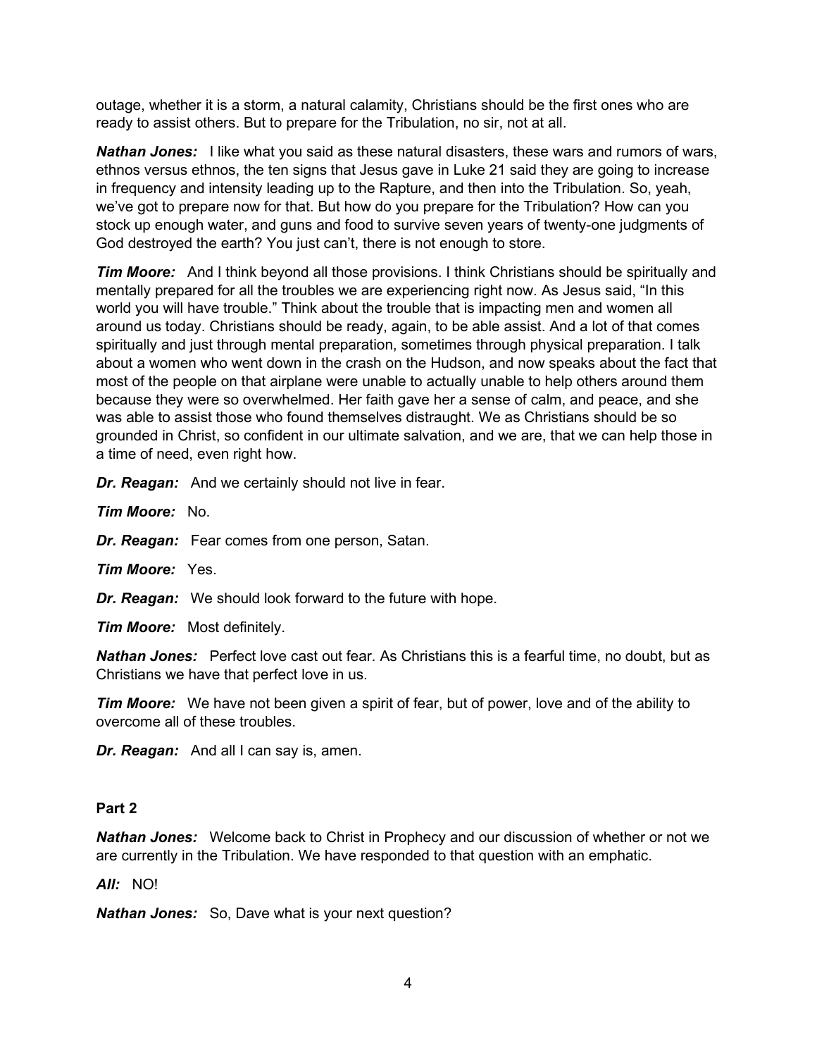outage, whether it is a storm, a natural calamity, Christians should be the first ones who are ready to assist others. But to prepare for the Tribulation, no sir, not at all.

***Nathan Jones:*** I like what you said as these natural disasters, these wars and rumors of wars, ethnos versus ethnos, the ten signs that Jesus gave in Luke 21 said they are going to increase in frequency and intensity leading up to the Rapture, and then into the Tribulation. So, yeah, we've got to prepare now for that. But how do you prepare for the Tribulation? How can you stock up enough water, and guns and food to survive seven years of twenty-one judgments of God destroyed the earth? You just can't, there is not enough to store.

***Tim Moore:*** And I think beyond all those provisions. I think Christians should be spiritually and mentally prepared for all the troubles we are experiencing right now. As Jesus said, "In this world you will have trouble." Think about the trouble that is impacting men and women all around us today. Christians should be ready, again, to be able assist. And a lot of that comes spiritually and just through mental preparation, sometimes through physical preparation. I talk about a women who went down in the crash on the Hudson, and now speaks about the fact that most of the people on that airplane were unable to actually unable to help others around them because they were so overwhelmed. Her faith gave her a sense of calm, and peace, and she was able to assist those who found themselves distraught. We as Christians should be so grounded in Christ, so confident in our ultimate salvation, and we are, that we can help those in a time of need, even right how.

***Dr. Reagan:*** And we certainly should not live in fear.

***Tim Moore:*** No.

***Dr. Reagan:*** Fear comes from one person, Satan.

***Tim Moore:*** Yes.

***Dr. Reagan:*** We should look forward to the future with hope.

***Tim Moore:*** Most definitely.

***Nathan Jones:*** Perfect love cast out fear. As Christians this is a fearful time, no doubt, but as Christians we have that perfect love in us.

***Tim Moore:*** We have not been given a spirit of fear, but of power, love and of the ability to overcome all of these troubles.

***Dr. Reagan:*** And all I can say is, amen.

**Part 2**

***Nathan Jones:*** Welcome back to Christ in Prophecy and our discussion of whether or not we are currently in the Tribulation. We have responded to that question with an emphatic.

***All:*** NO!

***Nathan Jones:*** So, Dave what is your next question?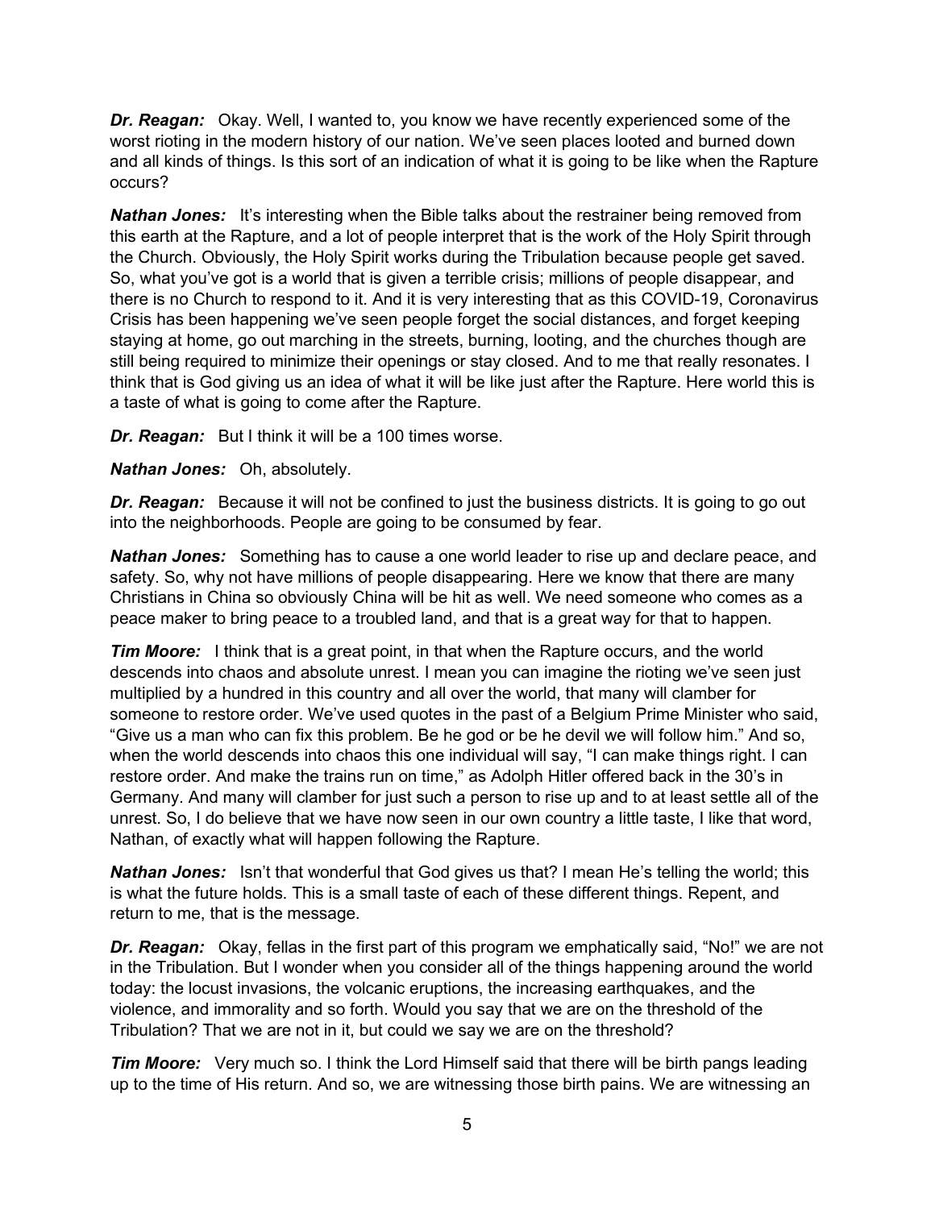***Dr. Reagan:*** Okay. Well, I wanted to, you know we have recently experienced some of the worst rioting in the modern history of our nation. We've seen places looted and burned down and all kinds of things. Is this sort of an indication of what it is going to be like when the Rapture occurs?

***Nathan Jones:*** It's interesting when the Bible talks about the restrainer being removed from this earth at the Rapture, and a lot of people interpret that is the work of the Holy Spirit through the Church. Obviously, the Holy Spirit works during the Tribulation because people get saved. So, what you've got is a world that is given a terrible crisis; millions of people disappear, and there is no Church to respond to it. And it is very interesting that as this COVID-19, Coronavirus Crisis has been happening we've seen people forget the social distances, and forget keeping staying at home, go out marching in the streets, burning, looting, and the churches though are still being required to minimize their openings or stay closed. And to me that really resonates. I think that is God giving us an idea of what it will be like just after the Rapture. Here world this is a taste of what is going to come after the Rapture.

***Dr. Reagan:*** But I think it will be a 100 times worse.

***Nathan Jones:*** Oh, absolutely.

***Dr. Reagan:*** Because it will not be confined to just the business districts. It is going to go out into the neighborhoods. People are going to be consumed by fear.

***Nathan Jones:*** Something has to cause a one world leader to rise up and declare peace, and safety. So, why not have millions of people disappearing. Here we know that there are many Christians in China so obviously China will be hit as well. We need someone who comes as a peace maker to bring peace to a troubled land, and that is a great way for that to happen.

***Tim Moore:*** I think that is a great point, in that when the Rapture occurs, and the world descends into chaos and absolute unrest. I mean you can imagine the rioting we've seen just multiplied by a hundred in this country and all over the world, that many will clamber for someone to restore order. We've used quotes in the past of a Belgium Prime Minister who said, "Give us a man who can fix this problem. Be he god or be he devil we will follow him." And so, when the world descends into chaos this one individual will say, "I can make things right. I can restore order. And make the trains run on time," as Adolph Hitler offered back in the 30's in Germany. And many will clamber for just such a person to rise up and to at least settle all of the unrest. So, I do believe that we have now seen in our own country a little taste, I like that word, Nathan, of exactly what will happen following the Rapture.

***Nathan Jones:*** Isn't that wonderful that God gives us that? I mean He's telling the world; this is what the future holds. This is a small taste of each of these different things. Repent, and return to me, that is the message.

***Dr. Reagan:*** Okay, fellas in the first part of this program we emphatically said, "No!" we are not in the Tribulation. But I wonder when you consider all of the things happening around the world today: the locust invasions, the volcanic eruptions, the increasing earthquakes, and the violence, and immorality and so forth. Would you say that we are on the threshold of the Tribulation? That we are not in it, but could we say we are on the threshold?

***Tim Moore:*** Very much so. I think the Lord Himself said that there will be birth pangs leading up to the time of His return. And so, we are witnessing those birth pains. We are witnessing an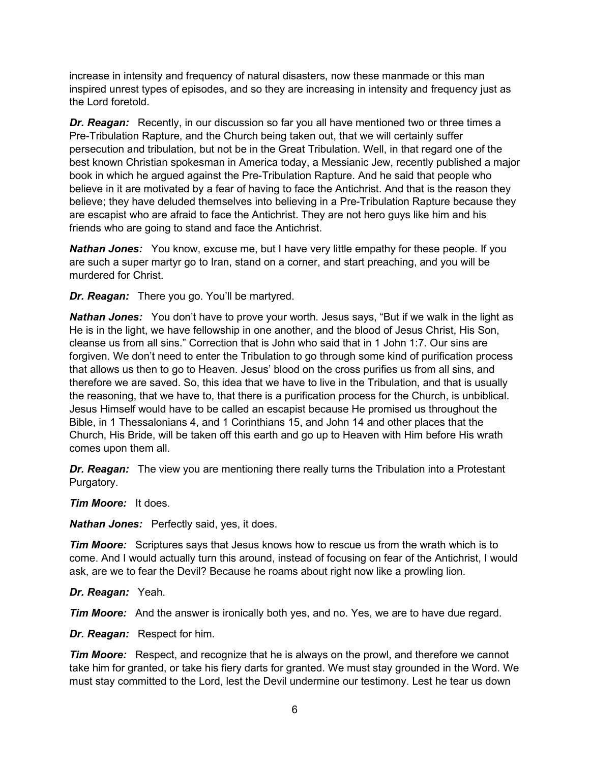increase in intensity and frequency of natural disasters, now these manmade or this man inspired unrest types of episodes, and so they are increasing in intensity and frequency just as the Lord foretold.

***Dr. Reagan:*** Recently, in our discussion so far you all have mentioned two or three times a Pre-Tribulation Rapture, and the Church being taken out, that we will certainly suffer persecution and tribulation, but not be in the Great Tribulation. Well, in that regard one of the best known Christian spokesman in America today, a Messianic Jew, recently published a major book in which he argued against the Pre-Tribulation Rapture. And he said that people who believe in it are motivated by a fear of having to face the Antichrist. And that is the reason they believe; they have deluded themselves into believing in a Pre-Tribulation Rapture because they are escapist who are afraid to face the Antichrist. They are not hero guys like him and his friends who are going to stand and face the Antichrist.

***Nathan Jones:*** You know, excuse me, but I have very little empathy for these people. If you are such a super martyr go to Iran, stand on a corner, and start preaching, and you will be murdered for Christ.

***Dr. Reagan:*** There you go. You'll be martyred.

***Nathan Jones:*** You don't have to prove your worth. Jesus says, "But if we walk in the light as He is in the light, we have fellowship in one another, and the blood of Jesus Christ, His Son, cleanse us from all sins." Correction that is John who said that in 1 John 1:7. Our sins are forgiven. We don't need to enter the Tribulation to go through some kind of purification process that allows us then to go to Heaven. Jesus' blood on the cross purifies us from all sins, and therefore we are saved. So, this idea that we have to live in the Tribulation, and that is usually the reasoning, that we have to, that there is a purification process for the Church, is unbiblical. Jesus Himself would have to be called an escapist because He promised us throughout the Bible, in 1 Thessalonians 4, and 1 Corinthians 15, and John 14 and other places that the Church, His Bride, will be taken off this earth and go up to Heaven with Him before His wrath comes upon them all.

***Dr. Reagan:*** The view you are mentioning there really turns the Tribulation into a Protestant Purgatory.

***Tim Moore:*** It does.

***Nathan Jones:*** Perfectly said, yes, it does.

***Tim Moore:*** Scriptures says that Jesus knows how to rescue us from the wrath which is to come. And I would actually turn this around, instead of focusing on fear of the Antichrist, I would ask, are we to fear the Devil? Because he roams about right now like a prowling lion.

***Dr. Reagan:*** Yeah.

***Tim Moore:*** And the answer is ironically both yes, and no. Yes, we are to have due regard.

***Dr. Reagan:*** Respect for him.

***Tim Moore:*** Respect, and recognize that he is always on the prowl, and therefore we cannot take him for granted, or take his fiery darts for granted. We must stay grounded in the Word. We must stay committed to the Lord, lest the Devil undermine our testimony. Lest he tear us down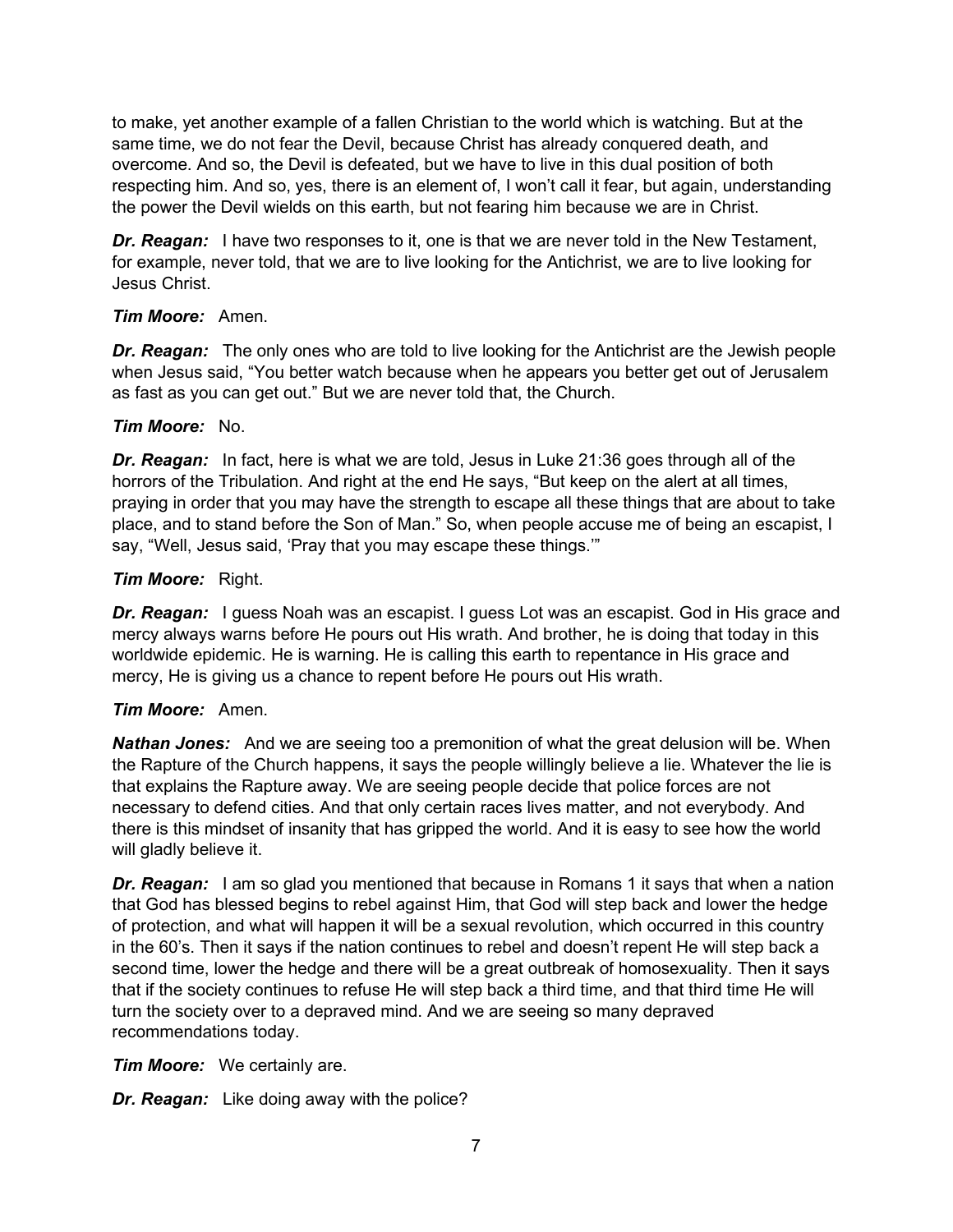to make, yet another example of a fallen Christian to the world which is watching. But at the same time, we do not fear the Devil, because Christ has already conquered death, and overcome. And so, the Devil is defeated, but we have to live in this dual position of both respecting him. And so, yes, there is an element of, I won't call it fear, but again, understanding the power the Devil wields on this earth, but not fearing him because we are in Christ.

***Dr. Reagan:*** I have two responses to it, one is that we are never told in the New Testament, for example, never told, that we are to live looking for the Antichrist, we are to live looking for Jesus Christ.

***Tim Moore:*** Amen.

***Dr. Reagan:*** The only ones who are told to live looking for the Antichrist are the Jewish people when Jesus said, "You better watch because when he appears you better get out of Jerusalem as fast as you can get out." But we are never told that, the Church.

***Tim Moore:*** No.

***Dr. Reagan:*** In fact, here is what we are told, Jesus in Luke 21:36 goes through all of the horrors of the Tribulation. And right at the end He says, "But keep on the alert at all times, praying in order that you may have the strength to escape all these things that are about to take place, and to stand before the Son of Man." So, when people accuse me of being an escapist, I say, "Well, Jesus said, 'Pray that you may escape these things.'"

***Tim Moore:*** Right.

***Dr. Reagan:*** I guess Noah was an escapist. I guess Lot was an escapist. God in His grace and mercy always warns before He pours out His wrath. And brother, he is doing that today in this worldwide epidemic. He is warning. He is calling this earth to repentance in His grace and mercy, He is giving us a chance to repent before He pours out His wrath.

***Tim Moore:*** Amen.

***Nathan Jones:*** And we are seeing too a premonition of what the great delusion will be. When the Rapture of the Church happens, it says the people willingly believe a lie. Whatever the lie is that explains the Rapture away. We are seeing people decide that police forces are not necessary to defend cities. And that only certain races lives matter, and not everybody. And there is this mindset of insanity that has gripped the world. And it is easy to see how the world will gladly believe it.

***Dr. Reagan:*** I am so glad you mentioned that because in Romans 1 it says that when a nation that God has blessed begins to rebel against Him, that God will step back and lower the hedge of protection, and what will happen it will be a sexual revolution, which occurred in this country in the 60's. Then it says if the nation continues to rebel and doesn't repent He will step back a second time, lower the hedge and there will be a great outbreak of homosexuality. Then it says that if the society continues to refuse He will step back a third time, and that third time He will turn the society over to a depraved mind. And we are seeing so many depraved recommendations today.

***Tim Moore:*** We certainly are.

***Dr. Reagan:*** Like doing away with the police?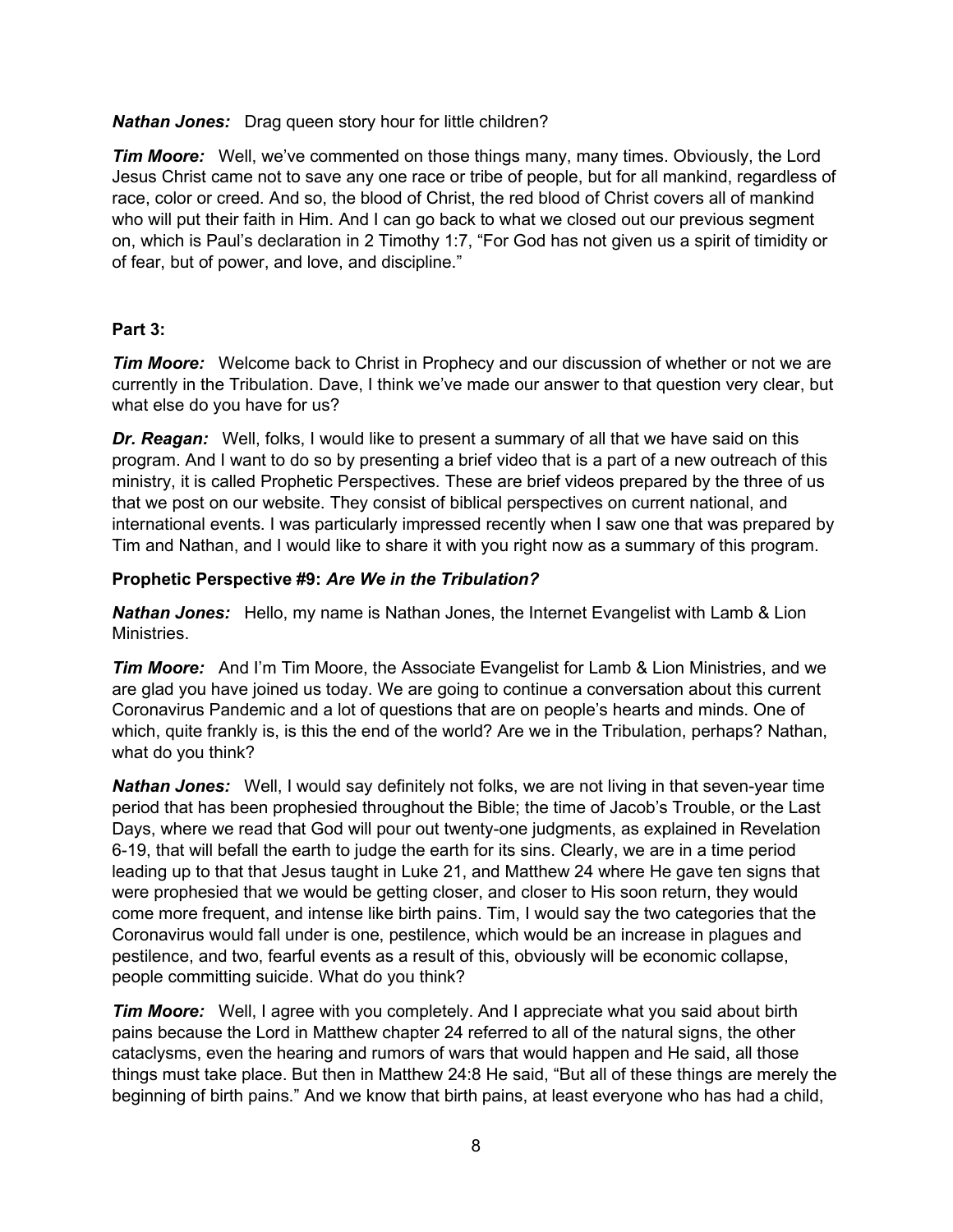***Nathan Jones:*** Drag queen story hour for little children?

***Tim Moore:*** Well, we've commented on those things many, many times. Obviously, the Lord Jesus Christ came not to save any one race or tribe of people, but for all mankind, regardless of race, color or creed. And so, the blood of Christ, the red blood of Christ covers all of mankind who will put their faith in Him. And I can go back to what we closed out our previous segment on, which is Paul's declaration in 2 Timothy 1:7, "For God has not given us a spirit of timidity or of fear, but of power, and love, and discipline."

**Part 3:**

***Tim Moore:*** Welcome back to Christ in Prophecy and our discussion of whether or not we are currently in the Tribulation. Dave, I think we've made our answer to that question very clear, but what else do you have for us?

***Dr. Reagan:*** Well, folks, I would like to present a summary of all that we have said on this program. And I want to do so by presenting a brief video that is a part of a new outreach of this ministry, it is called Prophetic Perspectives. These are brief videos prepared by the three of us that we post on our website. They consist of biblical perspectives on current national, and international events. I was particularly impressed recently when I saw one that was prepared by Tim and Nathan, and I would like to share it with you right now as a summary of this program.

**Prophetic Perspective #9:** ***Are We in the Tribulation?***

***Nathan Jones:*** Hello, my name is Nathan Jones, the Internet Evangelist with Lamb & Lion Ministries.

***Tim Moore:*** And I'm Tim Moore, the Associate Evangelist for Lamb & Lion Ministries, and we are glad you have joined us today. We are going to continue a conversation about this current Coronavirus Pandemic and a lot of questions that are on people's hearts and minds. One of which, quite frankly is, is this the end of the world? Are we in the Tribulation, perhaps? Nathan, what do you think?

***Nathan Jones:*** Well, I would say definitely not folks, we are not living in that seven-year time period that has been prophesied throughout the Bible; the time of Jacob's Trouble, or the Last Days, where we read that God will pour out twenty-one judgments, as explained in Revelation 6-19, that will befall the earth to judge the earth for its sins. Clearly, we are in a time period leading up to that that Jesus taught in Luke 21, and Matthew 24 where He gave ten signs that were prophesied that we would be getting closer, and closer to His soon return, they would come more frequent, and intense like birth pains. Tim, I would say the two categories that the Coronavirus would fall under is one, pestilence, which would be an increase in plagues and pestilence, and two, fearful events as a result of this, obviously will be economic collapse, people committing suicide. What do you think?

***Tim Moore:*** Well, I agree with you completely. And I appreciate what you said about birth pains because the Lord in Matthew chapter 24 referred to all of the natural signs, the other cataclysms, even the hearing and rumors of wars that would happen and He said, all those things must take place. But then in Matthew 24:8 He said, "But all of these things are merely the beginning of birth pains." And we know that birth pains, at least everyone who has had a child,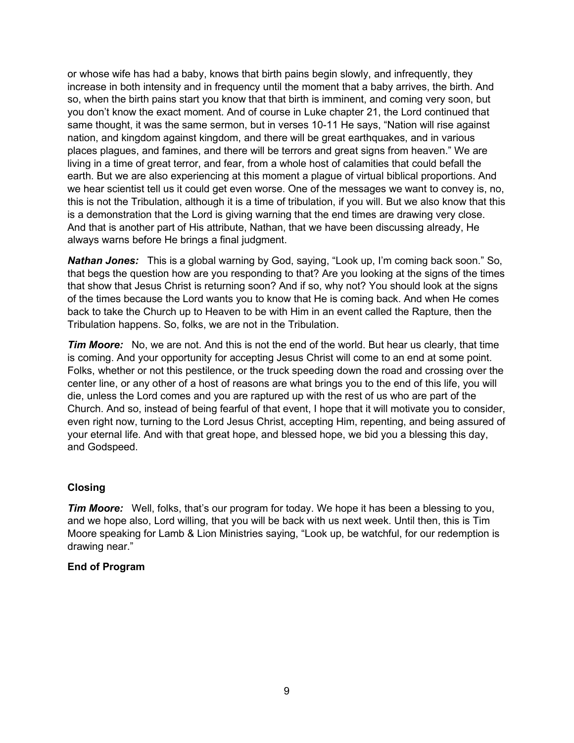or whose wife has had a baby, knows that birth pains begin slowly, and infrequently, they increase in both intensity and in frequency until the moment that a baby arrives, the birth. And so, when the birth pains start you know that that birth is imminent, and coming very soon, but you don't know the exact moment. And of course in Luke chapter 21, the Lord continued that same thought, it was the same sermon, but in verses 10-11 He says, "Nation will rise against nation, and kingdom against kingdom, and there will be great earthquakes, and in various places plagues, and famines, and there will be terrors and great signs from heaven." We are living in a time of great terror, and fear, from a whole host of calamities that could befall the earth. But we are also experiencing at this moment a plague of virtual biblical proportions. And we hear scientist tell us it could get even worse. One of the messages we want to convey is, no, this is not the Tribulation, although it is a time of tribulation, if you will. But we also know that this is a demonstration that the Lord is giving warning that the end times are drawing very close. And that is another part of His attribute, Nathan, that we have been discussing already, He always warns before He brings a final judgment.

***Nathan Jones:*** This is a global warning by God, saying, "Look up, I'm coming back soon." So, that begs the question how are you responding to that? Are you looking at the signs of the times that show that Jesus Christ is returning soon? And if so, why not? You should look at the signs of the times because the Lord wants you to know that He is coming back. And when He comes back to take the Church up to Heaven to be with Him in an event called the Rapture, then the Tribulation happens. So, folks, we are not in the Tribulation.

***Tim Moore:*** No, we are not. And this is not the end of the world. But hear us clearly, that time is coming. And your opportunity for accepting Jesus Christ will come to an end at some point. Folks, whether or not this pestilence, or the truck speeding down the road and crossing over the center line, or any other of a host of reasons are what brings you to the end of this life, you will die, unless the Lord comes and you are raptured up with the rest of us who are part of the Church. And so, instead of being fearful of that event, I hope that it will motivate you to consider, even right now, turning to the Lord Jesus Christ, accepting Him, repenting, and being assured of your eternal life. And with that great hope, and blessed hope, we bid you a blessing this day, and Godspeed.

**Closing**

***Tim Moore:*** Well, folks, that's our program for today. We hope it has been a blessing to you, and we hope also, Lord willing, that you will be back with us next week. Until then, this is Tim Moore speaking for Lamb & Lion Ministries saying, "Look up, be watchful, for our redemption is drawing near."

**End of Program**